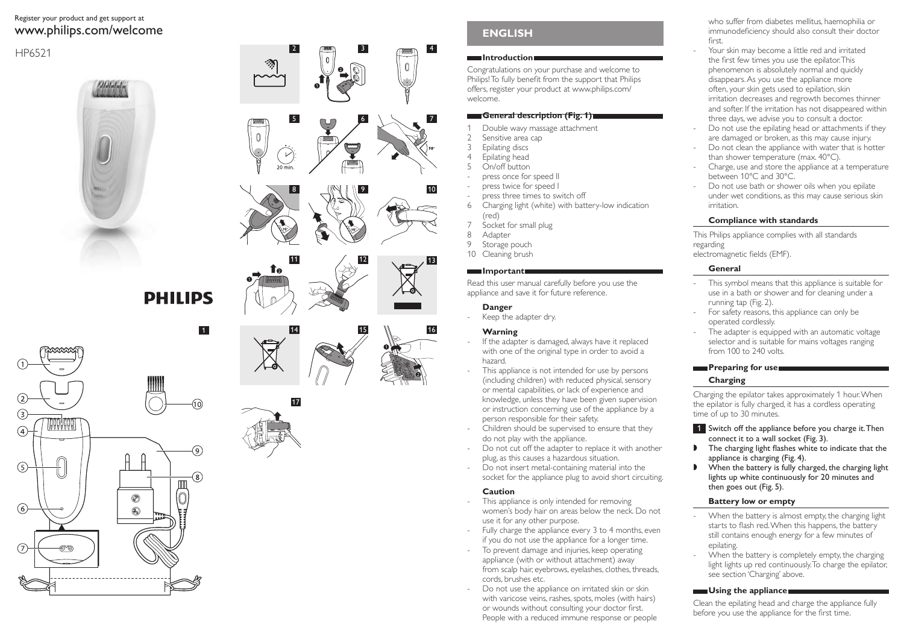Register your product and get support at
www.philips.com/welcome

HP6521

PHILIPS

## ENGLISH

### Introduction

Congratulations on your purchase and welcome to Philips! To fully benefit from the support that Philips offers, register your product at www.philips.com/welcome.

### General description (Fig. 1)

1. Double wavy massage attachment
2. Sensitive area cap
3. Epilating discs
4. Epilating head
5. On/off button
   - press once for speed II
   - press twice for speed I
   - press three times to switch off
6. Charging light (white) with battery-low indication (red)
7. Socket for small plug
8. Adapter
9. Storage pouch
10. Cleaning brush

### Important

Read this user manual carefully before you use the appliance and save it for future reference.

#### Danger

- Keep the adapter dry.

#### Warning

- If the adapter is damaged, always have it replaced with one of the original type in order to avoid a hazard.
- This appliance is not intended for use by persons (including children) with reduced physical, sensory or mental capabilities, or lack of experience and knowledge, unless they have been given supervision or instruction concerning use of the appliance by a person responsible for their safety.
- Children should be supervised to ensure that they do not play with the appliance.
- Do not cut off the adapter to replace it with another plug, as this causes a hazardous situation.
- Do not insert metal-containing material into the socket for the appliance plug to avoid short circuiting.

#### Caution

- This appliance is only intended for removing women's body hair on areas below the neck. Do not use it for any other purpose.
- Fully charge the appliance every 3 to 4 months, even if you do not use the appliance for a longer time.
- To prevent damage and injuries, keep operating appliance (with or without attachment) away from scalp hair, eyebrows, eyelashes, clothes, threads, cords, brushes etc.
- Do not use the appliance on irritated skin or skin with varicose veins, rashes, spots, moles (with hairs) or wounds without consulting your doctor first. People with a reduced immune response or people who suffer from diabetes mellitus, haemophilia or immunodeficiency should also consult their doctor first.
- Your skin may become a little red and irritated the first few times you use the epilator. This phenomenon is absolutely normal and quickly disappears. As you use the appliance more often, your skin gets used to epilation, skin irritation decreases and regrowth becomes thinner and softer. If the irritation has not disappeared within three days, we advise you to consult a doctor.
- Do not use the epilating head or attachments if they are damaged or broken, as this may cause injury.
- Do not clean the appliance with water that is hotter than shower temperature (max. 40°C).
- Charge, use and store the appliance at a temperature between 10°C and 30°C.
- Do not use bath or shower oils when you epilate under wet conditions, as this may cause serious skin irritation.

#### Compliance with standards

This Philips appliance complies with all standards regarding electromagnetic fields (EMF).

#### General

- This symbol means that this appliance is suitable for use in a bath or shower and for cleaning under a running tap (Fig. 2).
- For safety reasons, this appliance can only be operated cordlessly.
- The adapter is equipped with an automatic voltage selector and is suitable for mains voltages ranging from 100 to 240 volts.

### Preparing for use

#### Charging

Charging the epilator takes approximately 1 hour. When the epilator is fully charged, it has a cordless operating time of up to 30 minutes.

1. **Switch off the appliance before you charge it. Then connect it to a wall socket (Fig. 3).**

- **The charging light flashes white to indicate that the appliance is charging (Fig. 4).**
- **When the battery is fully charged, the charging light lights up white continuously for 20 minutes and then goes out (Fig. 5).**

#### Battery low or empty

- When the battery is almost empty, the charging light starts to flash red. When this happens, the battery still contains enough energy for a few minutes of epilating.
- When the battery is completely empty, the charging light lights up red continuously. To charge the epilator, see section 'Charging' above.

### Using the appliance

Clean the epilating head and charge the appliance fully before you use the appliance for the first time.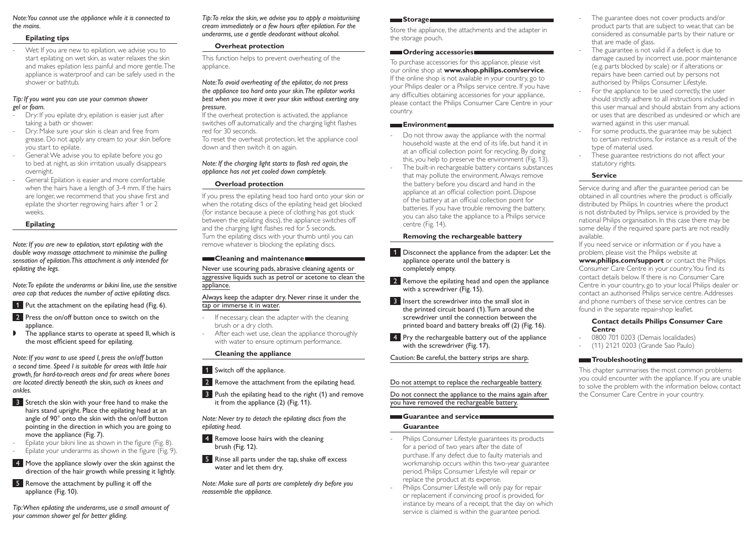*Note:You cannot use the appliance while it is connected to the mains.*

### Epilating tips

- Wet: If you are new to epilation, we advise you to start epilating on wet skin, as water relaxes the skin and makes epilation less painful and more gentle. The appliance is waterproof and can be safely used in the shower or bathtub.

*Tip: If you want you can use your common shower gel or foam.*

- Dry: If you epilate dry, epilation is easier just after taking a bath or shower.
- Dry: Make sure your skin is clean and free from grease. Do not apply any cream to your skin before you start to epilate.
- General: We advise you to epilate before you go to bed at night, as skin irritation usually disappears overnight.
- General: Epilation is easier and more comfortable when the hairs have a length of 3-4 mm. If the hairs are longer, we recommend that you shave first and epilate the shorter regrowing hairs after 1 or 2 weeks.

### Epilating

*Note: If you are new to epilation, start epilating with the double wavy massage attachment to minimise the pulling sensation of epilation. This attachment is only intended for epilating the legs.*

*Note: To epilate the underarms or bikini line, use the sensitive area cap that reduces the number of active epilating discs.*

1. Put the attachment on the epilating head (Fig. 6).
2. Press the on/off button once to switch on the appliance.
   - The appliance starts to operate at speed II, which is the most efficient speed for epilating.

*Note: If you want to use speed I, press the on/off button a second time. Speed I is suitable for areas with little hair growth, for hard-to-reach areas and for areas where bones are located directly beneath the skin, such as knees and ankles.*

3. Stretch the skin with your free hand to make the hairs stand upright. Place the epilating head at an angle of 90° onto the skin with the on/off button pointing in the direction in which you are going to move the appliance (Fig. 7).
   - Epilate your bikini line as shown in the figure (Fig. 8).
   - Epilate your underarms as shown in the figure (Fig. 9).
4. Move the appliance slowly over the skin against the direction of the hair growth while pressing it lightly.
5. Remove the attachment by pulling it off the appliance (Fig. 10).

*Tip: When epilating the underarms, use a small amount of your common shower gel for better gliding.*

*Tip: To relax the skin, we advise you to apply a moisturising cream immediately or a few hours after epilation. For the underarms, use a gentle deodorant without alcohol.*

### Overheat protection

This function helps to prevent overheating of the appliance.

*Note: To avoid overheating of the epilator, do not press the appliance too hard onto your skin. The epilator works best when you move it over your skin without exerting any pressure.*

If the overheat protection is activated, the appliance switches off automatically and the charging light flashes red for 30 seconds.

To reset the overheat protection, let the appliance cool down and then switch it on again.

*Note: If the charging light starts to flash red again, the appliance has not yet cooled down completely.*

### Overload protection

If you press the epilating head too hard onto your skin or when the rotating discs of the epilating head get blocked (for instance because a piece of clothing has got stuck between the epilating discs), the appliance switches off and the charging light flashes red for 5 seconds. Turn the epilating discs with your thumb until you can remove whatever is blocking the epilating discs.

## Cleaning and maintenance

Never use scouring pads, abrasive cleaning agents or aggressive liquids such as petrol or acetone to clean the appliance.

Always keep the adapter dry. Never rinse it under the tap or immerse it in water.

- If necessary, clean the adapter with the cleaning brush or a dry cloth.
- After each wet use, clean the appliance thoroughly with water to ensure optimum performance.

### Cleaning the appliance

1. Switch off the appliance.
2. Remove the attachment from the epilating head.
3. Push the epilating head to the right (1) and remove it from the appliance (2) (Fig. 11).

*Note: Never try to detach the epilating discs from the epilating head.*

4. Remove loose hairs with the cleaning brush (Fig. 12).
5. Rinse all parts under the tap, shake off excess water and let them dry.

*Note: Make sure all parts are completely dry before you reassemble the appliance.*

## Storage

Store the appliance, the attachments and the adapter in the storage pouch.

## Ordering accessories

To purchase accessories for this appliance, please visit our online shop at **www.shop.philips.com/service**. If the online shop is not available in your country, go to your Philips dealer or a Philips service centre. If you have any difficulties obtaining accessories for your appliance, please contact the Philips Consumer Care Centre in your country.

## Environment

- Do not throw away the appliance with the normal household waste at the end of its life, but hand it in at an official collection point for recycling. By doing this, you help to preserve the environment (Fig. 13).
- The built-in rechargeable battery contains substances that may pollute the environment. Always remove the battery before you discard and hand in the appliance at an official collection point. Dispose of the battery at an official collection point for batteries. If you have trouble removing the battery, you can also take the appliance to a Philips service centre (Fig. 14).

### Removing the rechargeable battery

1. Disconnect the appliance from the adapter. Let the appliance operate until the battery is completely empty.
2. Remove the epilating head and open the appliance with a screwdriver (Fig. 15).
3. Insert the screwdriver into the small slot in the printed circuit board (1). Turn around the screwdriver until the connection between the printed board and battery breaks off (2) (Fig. 16).
4. Pry the rechargeable battery out of the appliance with the screwdriver (Fig. 17).

Caution: Be careful, the battery strips are sharp.

Do not attempt to replace the rechargeable battery.

Do not connect the appliance to the mains again after you have removed the rechargeable battery.

## Guarantee and service

### Guarantee

- Philips Consumer Lifestyle guarantees its products for a period of two years after the date of purchase. If any defect due to faulty materials and workmanship occurs within this two-year guarantee period, Philips Consumer Lifestyle will repair or replace the product at its expense.
- Philips Consumer Lifestyle will only pay for repair or replacement if convincing proof is provided, for instance by means of a receipt, that the day on which service is claimed is within the guarantee period.
- The guarantee does not cover products and/or product parts that are subject to wear, that can be considered as consumable parts by their nature or that are made of glass.
- The guarantee is not valid if a defect is due to damage caused by incorrect use, poor maintenance (e.g. parts blocked by scale) or if alterations or repairs have been carried out by persons not authorised by Philips Consumer Lifestyle.
- For the appliance to be used correctly, the user should strictly adhere to all instructions included in this user manual and should abstain from any actions or uses that are described as undesired or which are warned against in this user manual.
- For some products, the guarantee may be subject to certain restrictions, for instance as a result of the type of material used.
- These guarantee restrictions do not affect your statutory rights.

### Service

Service during and after the guarantee period can be obtained in all countries where the product is officially distributed by Philips. In countries where the product is not distributed by Philips, service is provided by the national Philips organisation. In this case there may be some delay if the required spare parts are not readily available.

If you need service or information or if you have a problem, please visit the Philips website at **www.philips.com/support** or contact the Philips Consumer Care Centre in your country. You find its contact details below. If there is no Consumer Care Centre in your country, go to your local Philips dealer or contact an authorised Philips service centre. Addresses and phone numbers of these service centres can be found in the separate repair-shop leaflet.

#### Contact details Philips Consumer Care Centre

- 0800 701 0203 (Demais localidades)
- (11) 2121 0203 (Grande Sao Paulo)

## Troubleshooting

This chapter summarises the most common problems you could encounter with the appliance. If you are unable to solve the problem with the information below, contact the Consumer Care Centre in your country.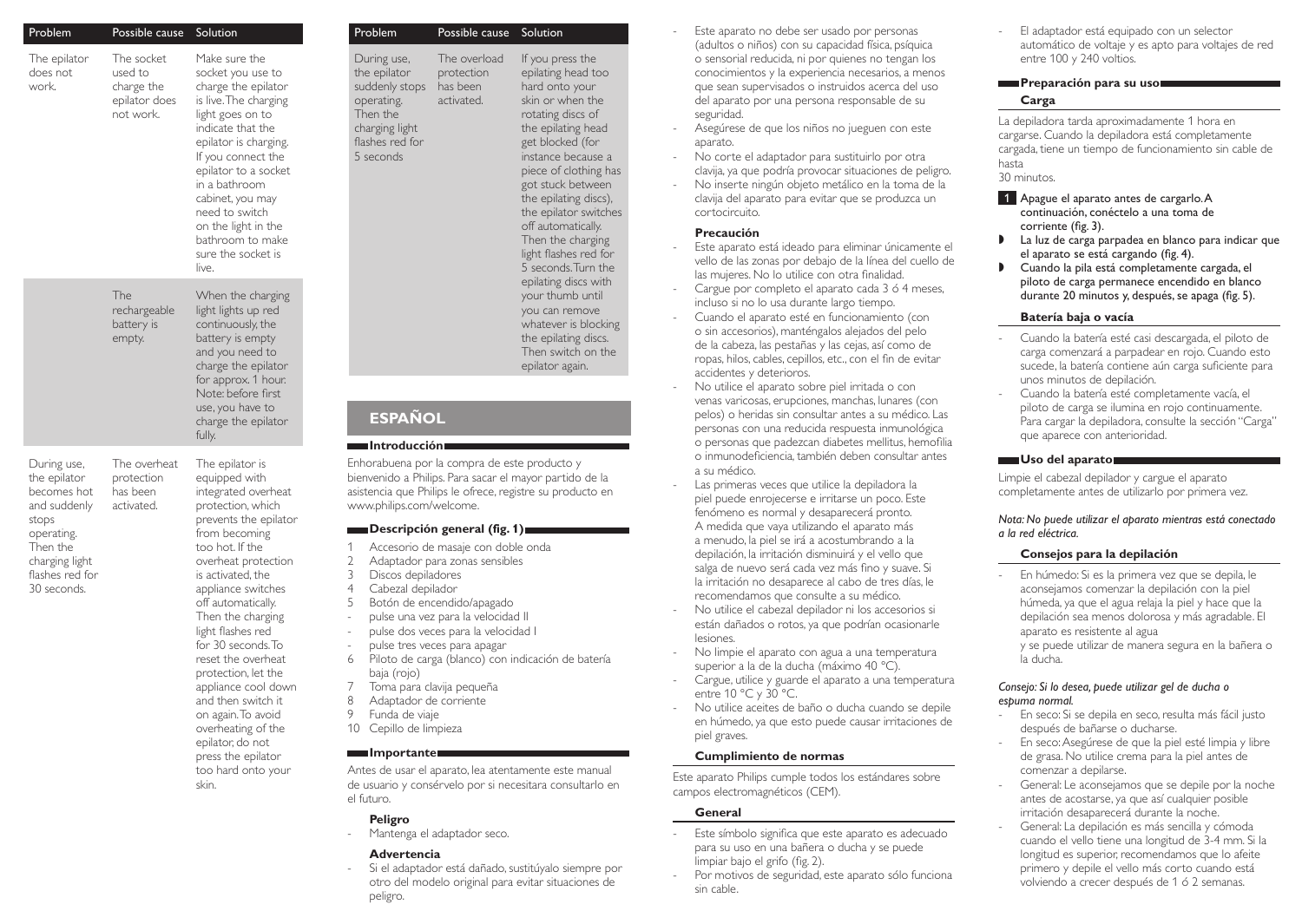| Problem | Possible cause | Solution |
|---|---|---|
| The epilator does not work. | The socket used to charge the epilator does not work. | Make sure the socket you use to charge the epilator is live. The charging light goes on to indicate that the epilator is charging. If you connect the epilator to a socket in a bathroom cabinet, you may need to switch on the light in the bathroom to make sure the socket is live. |
| | The rechargeable battery is empty. | When the charging light lights up red continuously, the battery is empty and you need to charge the epilator for approx. 1 hour. Note: before first use, you have to charge the epilator fully. |
| During use, the epilator becomes hot and suddenly stops operating. Then the charging light flashes red for 30 seconds. | The overheat protection has been activated. | The epilator is equipped with integrated overheat protection, which prevents the epilator from becoming too hot. If the overheat protection is activated, the appliance switches off automatically. Then the charging light flashes red for 30 seconds. To reset the overheat protection, let the appliance cool down and then switch it on again. To avoid overheating of the epilator, do not press the epilator too hard onto your skin. |
| During use, the epilator suddenly stops operating. Then the charging light flashes red for 5 seconds | The overload protection has been activated. | If you press the epilating head too hard onto your skin or when the rotating discs of the epilating head get blocked (for instance because a piece of clothing has got stuck between the epilating discs), the epilator switches off automatically. Then the charging light flashes red for 5 seconds. Turn the epilating discs with your thumb until you can remove whatever is blocking the epilating discs. Then switch on the epilator again. |

# ESPAÑOL

## Introducción

Enhorabuena por la compra de este producto y bienvenido a Philips. Para sacar el mayor partido de la asistencia que Philips le ofrece, registre su producto en www.philips.com/welcome.

## Descripción general (fig. 1)

1. Accesorio de masaje con doble onda
2. Adaptador para zonas sensibles
3. Discos depiladores
4. Cabezal depilador
5. Botón de encendido/apagado
   - pulse una vez para la velocidad II
   - pulse dos veces para la velocidad I
   - pulse tres veces para apagar
6. Piloto de carga (blanco) con indicación de batería baja (rojo)
7. Toma para clavija pequeña
8. Adaptador de corriente
9. Funda de viaje
10. Cepillo de limpieza

## Importante

Antes de usar el aparato, lea atentamente este manual de usuario y consérvelo por si necesitara consultarlo en el futuro.

### Peligro

- Mantenga el adaptador seco.

### Advertencia

- Si el adaptador está dañado, sustitúyalo siempre por otro del modelo original para evitar situaciones de peligro.
- Este aparato no debe ser usado por personas (adultos o niños) con su capacidad física, psíquica o sensorial reducida, ni por quienes no tengan los conocimientos y la experiencia necesarios, a menos que sean supervisados o instruidos acerca del uso del aparato por una persona responsable de su seguridad.
- Asegúrese de que los niños no jueguen con este aparato.
- No corte el adaptador para sustituirlo por otra clavija, ya que podría provocar situaciones de peligro.
- No inserte ningún objeto metálico en la toma de la clavija del aparato para evitar que se produzca un cortocircuito.

### Precaución

- Este aparato está ideado para eliminar únicamente el vello de las zonas por debajo de la línea del cuello de las mujeres. No lo utilice con otra finalidad.
- Cargue por completo el aparato cada 3 ó 4 meses, incluso si no lo usa durante largo tiempo.
- Cuando el aparato esté en funcionamiento (con o sin accesorios), manténgalos alejados del pelo de la cabeza, las pestañas y las cejas, así como de ropas, hilos, cables, cepillos, etc., con el fin de evitar accidentes y deterioros.
- No utilice el aparato sobre piel irritada o con venas varicosas, erupciones, manchas, lunares (con pelos) o heridas sin consultar antes a su médico. Las personas con una reducida respuesta inmunológica o personas que padezcan diabetes mellitus, hemofilia o inmunodeficiencia, también deben consultar antes a su médico.
- Las primeras veces que utilice la depiladora la piel puede enrojecerse e irritarse un poco. Este fenómeno es normal y desaparecerá pronto. A medida que vaya utilizando el aparato más a menudo, la piel se irá a acostumbrando a la depilación, la irritación disminuirá y el vello que salga de nuevo será cada vez más fino y suave. Si la irritación no desaparece al cabo de tres días, le recomendamos que consulte a su médico.
- No utilice el cabezal depilador ni los accesorios si están dañados o rotos, ya que podrían ocasionarle lesiones.
- No limpie el aparato con agua a una temperatura superior a la de la ducha (máximo 40 °C).
- Cargue, utilice y guarde el aparato a una temperatura entre 10 °C y 30 °C.
- No utilice aceites de baño o ducha cuando se depile en húmedo, ya que esto puede causar irritaciones de piel graves.

### Cumplimiento de normas

Este aparato Philips cumple todos los estándares sobre campos electromagnéticos (CEM).

### General

- Este símbolo significa que este aparato es adecuado para su uso en una bañera o ducha y se puede limpiar bajo el grifo (fig. 2).
- Por motivos de seguridad, este aparato sólo funciona sin cable.
- El adaptador está equipado con un selector automático de voltaje y es apto para voltajes de red entre 100 y 240 voltios.

## Preparación para su uso

### Carga

La depiladora tarda aproximadamente 1 hora en cargarse. Cuando la depiladora está completamente cargada, tiene un tiempo de funcionamiento sin cable de hasta 30 minutos.

1. Apague el aparato antes de cargarlo. A continuación, conéctelo a una toma de corriente (fig. 3).
   - La luz de carga parpadea en blanco para indicar que el aparato se está cargando (fig. 4).
   - Cuando la pila está completamente cargada, el piloto de carga permanece encendido en blanco durante 20 minutos y, después, se apaga (fig. 5).

### Batería baja o vacía

- Cuando la batería esté casi descargada, el piloto de carga comenzará a parpadear en rojo. Cuando esto sucede, la batería contiene aún carga suficiente para unos minutos de depilación.
- Cuando la batería esté completamente vacía, el piloto de carga se ilumina en rojo continuamente. Para cargar la depiladora, consulte la sección "Carga" que aparece con anterioridad.

## Uso del aparato

Limpie el cabezal depilador y cargue el aparato completamente antes de utilizarlo por primera vez.

*Nota: No puede utilizar el aparato mientras está conectado a la red eléctrica.*

### Consejos para la depilación

- En húmedo: Si es la primera vez que se depila, le aconsejamos comenzar la depilación con la piel húmeda, ya que el agua relaja la piel y hace que la depilación sea menos dolorosa y más agradable. El aparato es resistente al agua y se puede utilizar de manera segura en la bañera o la ducha.

*Consejo: Si lo desea, puede utilizar gel de ducha o espuma normal.*

- En seco: Si se depila en seco, resulta más fácil justo después de bañarse o ducharse.
- En seco: Asegúrese de que la piel esté limpia y libre de grasa. No utilice crema para la piel antes de comenzar a depilarse.
- General: Le aconsejamos que se depile por la noche antes de acostarse, ya que así cualquier posible irritación desaparecerá durante la noche.
- General: La depilación es más sencilla y cómoda cuando el vello tiene una longitud de 3-4 mm. Si la longitud es superior, recomendamos que lo afeite primero y depile el vello más corto cuando está volviendo a crecer después de 1 ó 2 semanas.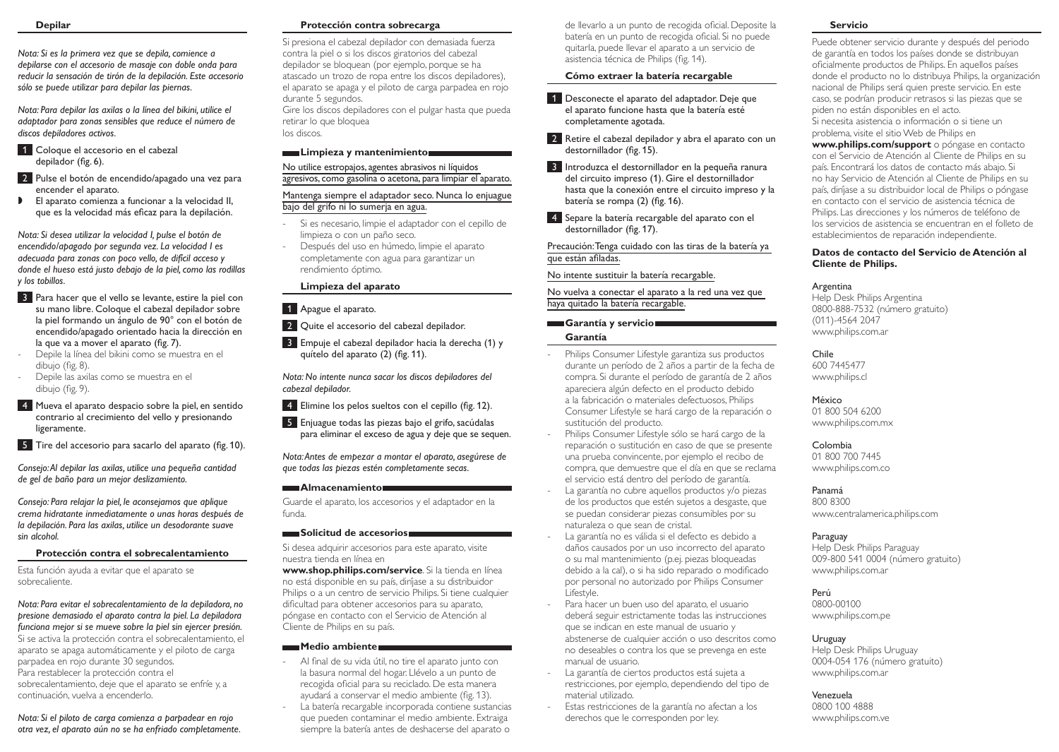## Depilar

*Nota: Si es la primera vez que se depila, comience a depilarse con el accesorio de masaje con doble onda para reducir la sensación de tirón de la depilación. Este accesorio sólo se puede utilizar para depilar las piernas.*

*Nota: Para depilar las axilas o la línea del bikini, utilice el adaptador para zonas sensibles que reduce el número de discos depiladores activos.*

1. Coloque el accesorio en el cabezal depilador (fig. 6).
2. Pulse el botón de encendido/apagado una vez para encender el aparato.
   - El aparato comienza a funcionar a la velocidad II, que es la velocidad más eficaz para la depilación.

*Nota: Si desea utilizar la velocidad I, pulse el botón de encendido/apagado por segunda vez. La velocidad I es adecuada para zonas con poco vello, de difícil acceso y donde el hueso está justo debajo de la piel, como las rodillas y los tobillos.*

3. Para hacer que el vello se levante, estire la piel con su mano libre. Coloque el cabezal depilador sobre la piel formando un ángulo de 90° con el botón de encendido/apagado orientado hacia la dirección en la que va a mover el aparato (fig. 7).
   - Depile la línea del bikini como se muestra en el dibujo (fig. 8).
   - Depile las axilas como se muestra en el dibujo (fig. 9).
4. Mueva el aparato despacio sobre la piel, en sentido contrario al crecimiento del vello y presionando ligeramente.
5. Tire del accesorio para sacarlo del aparato (fig. 10).

*Consejo: Al depilar las axilas, utilice una pequeña cantidad de gel de baño para un mejor deslizamiento.*

*Consejo: Para relajar la piel, le aconsejamos que aplique crema hidratante inmediatamente o unas horas después de la depilación. Para las axilas, utilice un desodorante suave sin alcohol.*

### Protección contra el sobrecalentamiento

Esta función ayuda a evitar que el aparato se sobrecaliente.

*Nota: Para evitar el sobrecalentamiento de la depiladora, no presione demasiado el aparato contra la piel. La depiladora funciona mejor si se mueve sobre la piel sin ejercer presión.*

Si se activa la protección contra el sobrecalentamiento, el aparato se apaga automáticamente y el piloto de carga parpadea en rojo durante 30 segundos.

Para restablecer la protección contra el sobrecalentamiento, deje que el aparato se enfríe y, a continuación, vuelva a encenderlo.

*Nota: Si el piloto de carga comienza a parpadear en rojo otra vez, el aparato aún no se ha enfriado completamente.*

### Protección contra sobrecarga

Si presiona el cabezal depilador con demasiada fuerza contra la piel o si los discos giratorios del cabezal depilador se bloquean (por ejemplo, porque se ha atascado un trozo de ropa entre los discos depiladores), el aparato se apaga y el piloto de carga parpadea en rojo durante 5 segundos.

Gire los discos depiladores con el pulgar hasta que pueda retirar lo que bloquea los discos.

## Limpieza y mantenimiento

No utilice estropajos, agentes abrasivos ni líquidos agresivos, como gasolina o acetona, para limpiar el aparato.

Mantenga siempre el adaptador seco. Nunca lo enjuague bajo el grifo ni lo sumerja en agua.

- Si es necesario, limpie el adaptador con el cepillo de limpieza o con un paño seco.
- Después del uso en húmedo, limpie el aparato completamente con agua para garantizar un rendimiento óptimo.

### Limpieza del aparato

1. Apague el aparato.
2. Quite el accesorio del cabezal depilador.
3. Empuje el cabezal depilador hacia la derecha (1) y quítelo del aparato (2) (fig. 11).

*Nota: No intente nunca sacar los discos depiladores del cabezal depilador.*

4. Elimine los pelos sueltos con el cepillo (fig. 12).
5. Enjuague todas las piezas bajo el grifo, sacúdalas para eliminar el exceso de agua y deje que se sequen.

*Nota: Antes de empezar a montar el aparato, asegúrese de que todas las piezas estén completamente secas.*

## Almacenamiento

Guarde el aparato, los accesorios y el adaptador en la funda.

## Solicitud de accesorios

Si desea adquirir accesorios para este aparato, visite nuestra tienda en línea en **www.shop.philips.com/service**. Si la tienda en línea no está disponible en su país, diríjase a su distribuidor Philips o a un centro de servicio Philips. Si tiene cualquier dificultad para obtener accesorios para su aparato, póngase en contacto con el Servicio de Atención al Cliente de Philips en su país.

## Medio ambiente

- Al final de su vida útil, no tire el aparato junto con la basura normal del hogar. Llévelo a un punto de recogida oficial para su reciclado. De esta manera ayudará a conservar el medio ambiente (fig. 13).
- La batería recargable incorporada contiene sustancias que pueden contaminar el medio ambiente. Extraiga siempre la batería antes de deshacerse del aparato o de llevarlo a un punto de recogida oficial. Deposite la batería en un punto de recogida oficial. Si no puede quitarla, puede llevar el aparato a un servicio de asistencia técnica de Philips (fig. 14).

### Cómo extraer la batería recargable

1. Desconecte el aparato del adaptador. Deje que el aparato funcione hasta que la batería esté completamente agotada.
2. Retire el cabezal depilador y abra el aparato con un destornillador (fig. 15).
3. Introduzca el destornillador en la pequeña ranura del circuito impreso (1). Gire el destornillador hasta que la conexión entre el circuito impreso y la batería se rompa (2) (fig. 16).
4. Separe la batería recargable del aparato con el destornillador (fig. 17).

Precaución: Tenga cuidado con las tiras de la batería ya que están afiladas.

No intente sustituir la batería recargable.

No vuelva a conectar el aparato a la red una vez que haya quitado la batería recargable.

## Garantía y servicio

### Garantía

- Philips Consumer Lifestyle garantiza sus productos durante un período de 2 años a partir de la fecha de compra. Si durante el período de garantía de 2 años apareciera algún defecto en el producto debido a la fabricación o materiales defectuosos, Philips Consumer Lifestyle se hará cargo de la reparación o sustitución del producto.
- Philips Consumer Lifestyle sólo se hará cargo de la reparación o sustitución en caso de que se presente una prueba convincente, por ejemplo el recibo de compra, que demuestre que el día en que se reclama el servicio está dentro del período de garantía.
- La garantía no cubre aquellos productos y/o piezas de los productos que estén sujetos a desgaste, que se puedan considerar piezas consumibles por su naturaleza o que sean de cristal.
- La garantía no es válida si el defecto es debido a daños causados por un uso incorrecto del aparato o su mal mantenimiento (p.ej. piezas bloqueadas debido a la cal), o si ha sido reparado o modificado por personal no autorizado por Philips Consumer Lifestyle.
- Para hacer un buen uso del aparato, el usuario deberá seguir estrictamente todas las instrucciones que se indican en este manual de usuario y abstenerse de cualquier acción o uso descritos como no deseables o contra los que se prevenga en este manual de usuario.
- La garantía de ciertos productos está sujeta a restricciones, por ejemplo, dependiendo del tipo de material utilizado.
- Estas restricciones de la garantía no afectan a los derechos que le corresponden por ley.

### Servicio

Puede obtener servicio durante y después del periodo de garantía en todos los países donde se distribuyan oficialmente productos de Philips. En aquellos países donde el producto no lo distribuya Philips, la organización nacional de Philips será quien preste servicio. En este caso, se podrían producir retrasos si las piezas que se piden no están disponibles en el acto.

Si necesita asistencia o información o si tiene un problema, visite el sitio Web de Philips en **www.philips.com/support** o póngase en contacto con el Servicio de Atención al Cliente de Philips en su país. Encontrará los datos de contacto más abajo. Si no hay Servicio de Atención al Cliente de Philips en su país, diríjase a su distribuidor local de Philips o póngase en contacto con el servicio de asistencia técnica de Philips. Las direcciones y los números de teléfono de los servicios de asistencia se encuentran en el folleto de establecimientos de reparación independiente.

#### Datos de contacto del Servicio de Atención al Cliente de Philips.

Argentina
Help Desk Philips Argentina
0800-888-7532 (número gratuito)
(011)-4564 2047
www.philips.com.ar

Chile
600 7445477
www.philips.cl

México
01 800 504 6200
www.philips.com.mx

Colombia
01 800 700 7445
www.philips.com.co

Panamá
800 8300
www.centralamerica.philips.com

Paraguay
Help Desk Philips Paraguay
009-800 541 0004 (número gratuito)
www.philips.com.ar

Perú
0800-00100
www.philips.com.pe

Uruguay
Help Desk Philips Uruguay
0004-054 176 (número gratuito)
www.philips.com.ar

Venezuela
0800 100 4888
www.philips.com.ve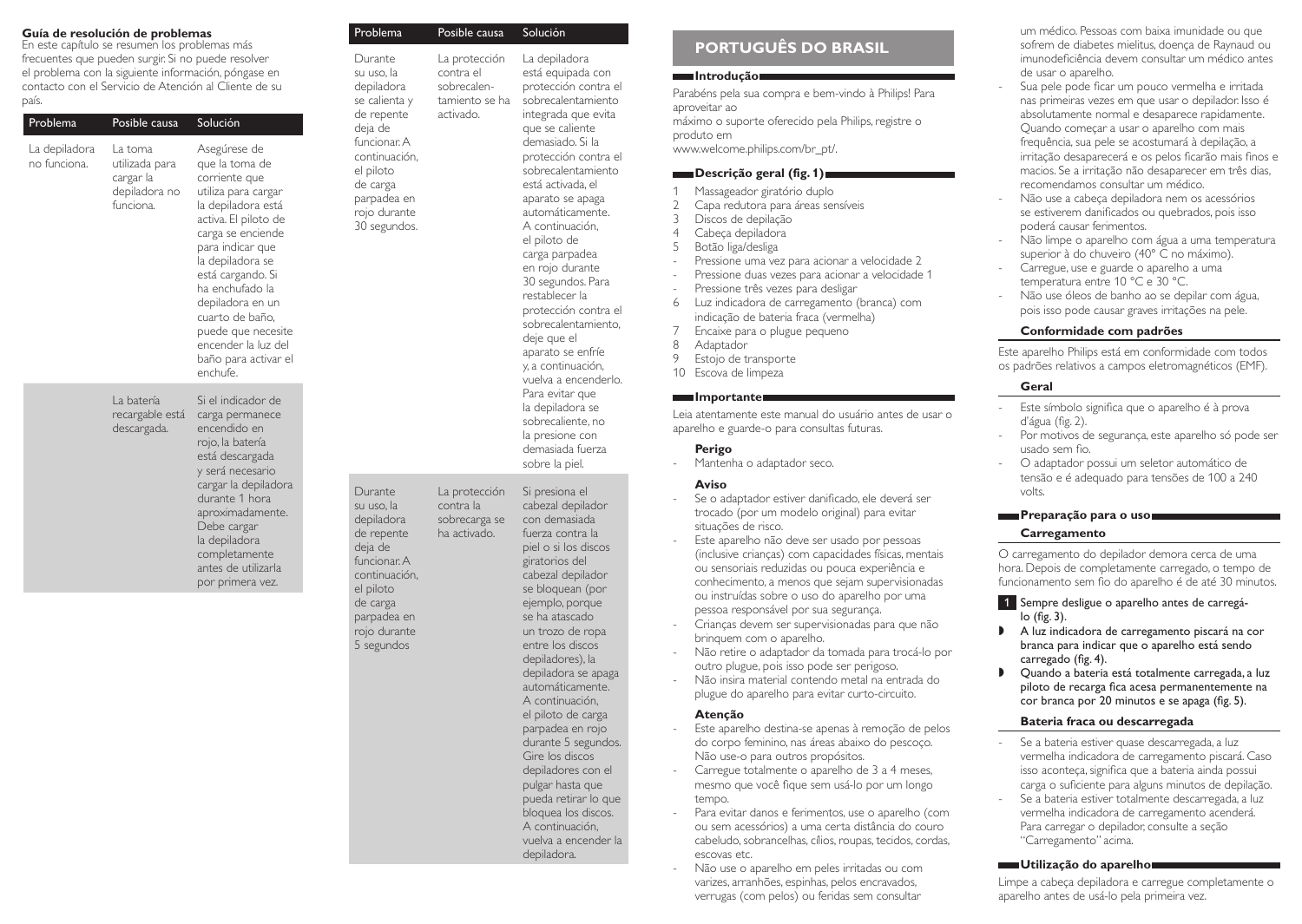### Guía de resolución de problemas

En este capítulo se resumen los problemas más frecuentes que pueden surgir. Si no puede resolver el problema con la siguiente información, póngase en contacto con el Servicio de Atención al Cliente de su país.

| Problema | Posible causa | Solución |
|---|---|---|
| La depiladora no funciona. | La toma utilizada para cargar la depiladora no funciona. | Asegúrese de que la toma de corriente que utiliza para cargar la depiladora está activa. El piloto de carga se enciende para indicar que la depiladora se está cargando. Si ha enchufado la depiladora en un cuarto de baño, puede que necesite encender la luz del baño para activar el enchufe. |
| | La batería recargable está descargada. | Si el indicador de carga permanece encendido en rojo, la batería está descargada y será necesario cargar la depiladora durante 1 hora aproximadamente. Debe cargar la depiladora completamente antes de utilizarla por primera vez. |
| Durante su uso, la depiladora se calienta y de repente deja de funcionar. A continuación, el piloto de carga parpadea en rojo durante 30 segundos. | La protección contra el sobrecalentamiento se ha activado. | La depiladora está equipada con protección contra el sobrecalentamiento integrada que evita que se caliente demasiado. Si la protección contra el sobrecalentamiento está activada, el aparato se apaga automáticamente. A continuación, el piloto de carga parpadea en rojo durante 30 segundos. Para restablecer la protección contra el sobrecalentamiento, deje que el aparato se enfríe y, a continuación, vuelva a encenderlo. Para evitar que la depiladora se sobrecaliente, no la presione con demasiada fuerza sobre la piel. |
| Durante su uso, la depiladora de repente deja de funcionar. A continuación, el piloto de carga parpadea en rojo durante 5 segundos | La protección contra la sobrecarga se ha activado. | Si presiona el cabezal depilador con demasiada fuerza contra la piel o si los discos giratorios del cabezal depilador se bloquean (por ejemplo, porque se ha atascado un trozo de ropa entre los discos depiladores), la depiladora se apaga automáticamente. A continuación, el piloto de carga parpadea en rojo durante 5 segundos. Gire los discos depiladores con el pulgar hasta que pueda retirar lo que bloquea los discos. A continuación, vuelva a encender la depiladora. |

# PORTUGUÊS DO BRASIL

## Introdução

Parabéns pela sua compra e bem-vindo à Philips! Para aproveitar ao máximo o suporte oferecido pela Philips, registre o produto em www.welcome.philips.com/br_pt/.

## Descrição geral (fig. 1)

1. Massageador giratório duplo
2. Capa redutora para áreas sensíveis
3. Discos de depilação
4. Cabeça depiladora
5. Botão liga/desliga
   - Pressione uma vez para acionar a velocidade 2
   - Pressione duas vezes para acionar a velocidade 1
   - Pressione três vezes para desligar
6. Luz indicadora de carregamento (branca) com indicação de bateria fraca (vermelha)
7. Encaixe para o plugue pequeno
8. Adaptador
9. Estojo de transporte
10. Escova de limpeza

## Importante

Leia atentamente este manual do usuário antes de usar o aparelho e guarde-o para consultas futuras.

### Perigo

- Mantenha o adaptador seco.

### Aviso

- Se o adaptador estiver danificado, ele deverá ser trocado (por um modelo original) para evitar situações de risco.
- Este aparelho não deve ser usado por pessoas (inclusive crianças) com capacidades físicas, mentais ou sensoriais reduzidas ou pouca experiência e conhecimento, a menos que sejam supervisionadas ou instruídas sobre o uso do aparelho por uma pessoa responsável por sua segurança.
- Crianças devem ser supervisionadas para que não brinquem com o aparelho.
- Não retire o adaptador da tomada para trocá-lo por outro plugue, pois isso pode ser perigoso.
- Não insira material contendo metal na entrada do plugue do aparelho para evitar curto-circuito.

### Atenção

- Este aparelho destina-se apenas à remoção de pelos do corpo feminino, nas áreas abaixo do pescoço. Não use-o para outros propósitos.
- Carregue totalmente o aparelho de 3 a 4 meses, mesmo que você fique sem usá-lo por um longo tempo.
- Para evitar danos e ferimentos, use o aparelho (com ou sem acessórios) a uma certa distância do couro cabeludo, sobrancelhas, cílios, roupas, tecidos, cordas, escovas etc.
- Não use o aparelho em peles irritadas ou com varizes, arranhões, espinhas, pelos encravados, verrugas (com pelos) ou feridas sem consultar um médico. Pessoas com baixa imunidade ou que sofrem de diabetes mielitus, doença de Raynaud ou imunodeficiência devem consultar um médico antes de usar o aparelho.
- Sua pele pode ficar um pouco vermelha e irritada nas primeiras vezes em que usar o depilador. Isso é absolutamente normal e desaparece rapidamente. Quando começar a usar o aparelho com mais frequência, sua pele se acostumará à depilação, a irritação desaparecerá e os pelos ficarão mais finos e macios. Se a irritação não desaparecer em três dias, recomendamos consultar um médico.
- Não use a cabeça depiladora nem os acessórios se estiverem danificados ou quebrados, pois isso poderá causar ferimentos.
- Não limpe o aparelho com água a uma temperatura superior à do chuveiro (40° C no máximo).
- Carregue, use e guarde o aparelho a uma temperatura entre 10 °C e 30 °C.
- Não use óleos de banho ao se depilar com água, pois isso pode causar graves irritações na pele.

### Conformidade com padrões

Este aparelho Philips está em conformidade com todos os padrões relativos a campos eletromagnéticos (EMF).

### Geral

- Este símbolo significa que o aparelho é à prova d'água (fig. 2).
- Por motivos de segurança, este aparelho só pode ser usado sem fio.
- O adaptador possui um seletor automático de tensão e é adequado para tensões de 100 a 240 volts.

## Preparação para o uso

### Carregamento

O carregamento do depilador demora cerca de uma hora. Depois de completamente carregado, o tempo de funcionamento sem fio do aparelho é de até 30 minutos.

1. Sempre desligue o aparelho antes de carregá-lo (fig. 3).

- A luz indicadora de carregamento piscará na cor branca para indicar que o aparelho está sendo carregado (fig. 4).
- Quando a bateria está totalmente carregada, a luz piloto de recarga fica acesa permanentemente na cor branca por 20 minutos e se apaga (fig. 5).

### Bateria fraca ou descarregada

- Se a bateria estiver quase descarregada, a luz vermelha indicadora de carregamento piscará. Caso isso aconteça, significa que a bateria ainda possui carga o suficiente para alguns minutos de depilação.
- Se a bateria estiver totalmente descarregada, a luz vermelha indicadora de carregamento acenderá. Para carregar o depilador, consulte a seção "Carregamento" acima.

## Utilização do aparelho

Limpe a cabeça depiladora e carregue completamente o aparelho antes de usá-lo pela primeira vez.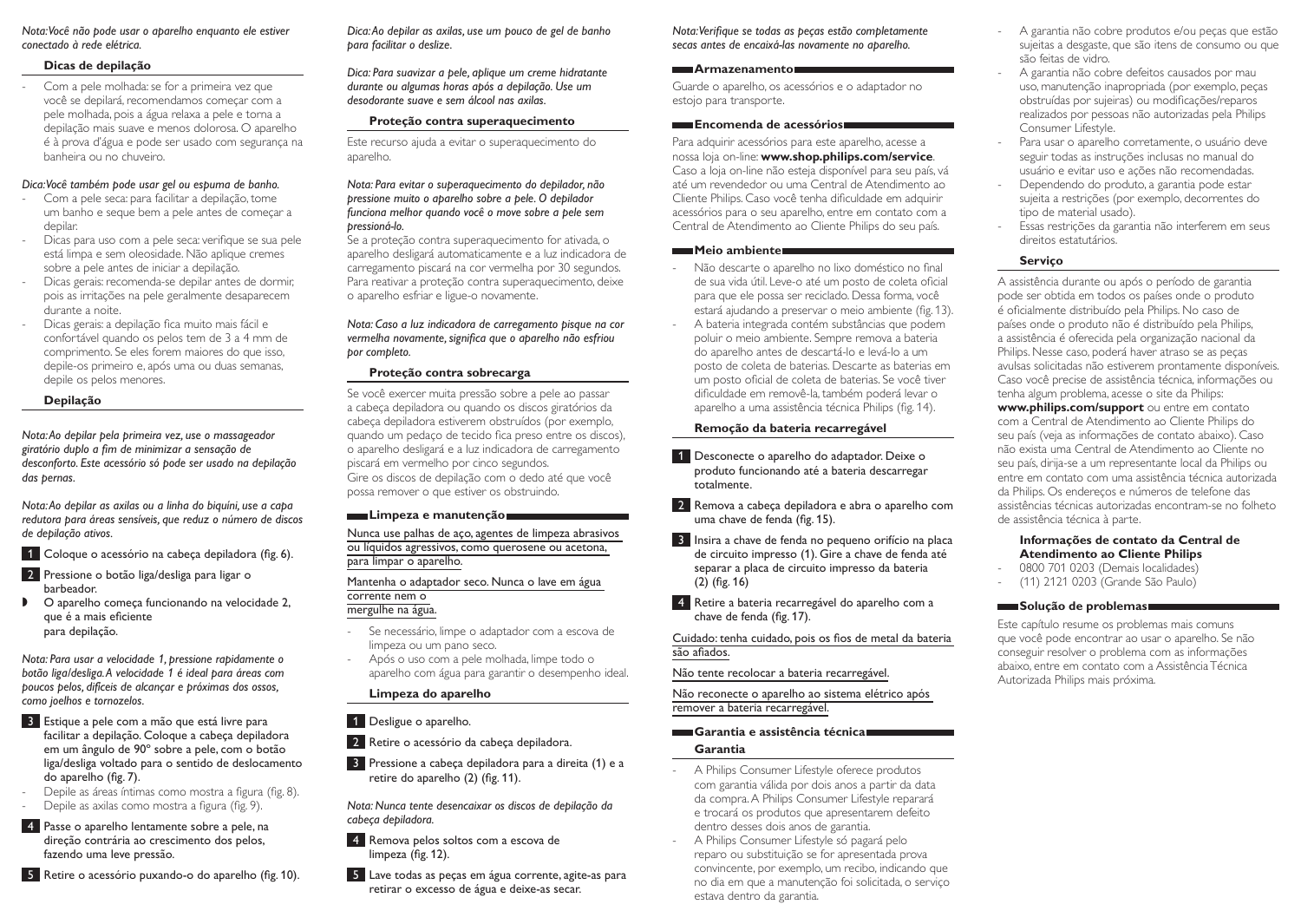*Nota: Você não pode usar o aparelho enquanto ele estiver conectado à rede elétrica.*

### Dicas de depilação

- Com a pele molhada: se for a primeira vez que você se depilará, recomendamos começar com a pele molhada, pois a água relaxa a pele e torna a depilação mais suave e menos dolorosa. O aparelho é à prova d'água e pode ser usado com segurança na banheira ou no chuveiro.

*Dica: Você também pode usar gel ou espuma de banho.*

- Com a pele seca: para facilitar a depilação, tome um banho e seque bem a pele antes de começar a depilar.
- Dicas para uso com a pele seca: verifique se sua pele está limpa e sem oleosidade. Não aplique cremes sobre a pele antes de iniciar a depilação.
- Dicas gerais: recomenda-se depilar antes de dormir, pois as irritações na pele geralmente desaparecem durante a noite.
- Dicas gerais: a depilação fica muito mais fácil e confortável quando os pelos tem de 3 a 4 mm de comprimento. Se eles forem maiores do que isso, depile-os primeiro e, após uma ou duas semanas, depile os pelos menores.

### Depilação

*Nota: Ao depilar pela primeira vez, use o massageador giratório duplo a fim de minimizar a sensação de desconforto. Este acessório só pode ser usado na depilação das pernas.*

*Nota: Ao depilar as axilas ou a linha do biquíni, use a capa redutora para áreas sensíveis, que reduz o número de discos de depilação ativos.*

1 Coloque o acessório na cabeça depiladora (fig. 6).

2 Pressione o botão liga/desliga para ligar o barbeador.

- O aparelho começa funcionando na velocidade 2, que é a mais eficiente para depilação.

*Nota: Para usar a velocidade 1, pressione rapidamente o botão liga/desliga. A velocidade 1 é ideal para áreas com poucos pelos, difíceis de alcançar e próximas dos ossos, como joelhos e tornozelos.*

3 Estique a pele com a mão que está livre para facilitar a depilação. Coloque a cabeça depiladora em um ângulo de 90° sobre a pele, com o botão liga/desliga voltado para o sentido de deslocamento do aparelho (fig. 7).

- Depile as áreas íntimas como mostra a figura (fig. 8).
- Depile as axilas como mostra a figura (fig. 9).

4 Passe o aparelho lentamente sobre a pele, na direção contrária ao crescimento dos pelos, fazendo uma leve pressão.

5 Retire o acessório puxando-o do aparelho (fig. 10).

*Dica: Ao depilar as axilas, use um pouco de gel de banho para facilitar o deslize.*

*Dica: Para suavizar a pele, aplique um creme hidratante durante ou algumas horas após a depilação. Use um desodorante suave e sem álcool nas axilas.*

### Proteção contra superaquecimento

Este recurso ajuda a evitar o superaquecimento do aparelho.

*Nota: Para evitar o superaquecimento do depilador, não pressione muito o aparelho sobre a pele. O depilador funciona melhor quando você o move sobre a pele sem pressioná-lo.*

Se a proteção contra superaquecimento for ativada, o aparelho desligará automaticamente e a luz indicadora de carregamento piscará na cor vermelha por 30 segundos. Para reativar a proteção contra superaquecimento, deixe o aparelho esfriar e ligue-o novamente.

*Nota: Caso a luz indicadora de carregamento pisque na cor vermelha novamente, significa que o aparelho não esfriou por completo.*

### Proteção contra sobrecarga

Se você exercer muita pressão sobre a pele ao passar a cabeça depiladora ou quando os discos giratórios da cabeça depiladora estiverem obstruídos (por exemplo, quando um pedaço de tecido fica preso entre os discos), o aparelho desligará e a luz indicadora de carregamento piscará em vermelho por cinco segundos.
Gire os discos de depilação com o dedo até que você possa remover o que estiver os obstruindo.

## Limpeza e manutenção

Nunca use palhas de aço, agentes de limpeza abrasivos ou líquidos agressivos, como querosene ou acetona, para limpar o aparelho.

Mantenha o adaptador seco. Nunca o lave em água corrente nem o mergulhe na água.

- Se necessário, limpe o adaptador com a escova de limpeza ou um pano seco.
- Após o uso com a pele molhada, limpe todo o aparelho com água para garantir o desempenho ideal.

### Limpeza do aparelho

1 Desligue o aparelho.

2 Retire o acessório da cabeça depiladora.

3 Pressione a cabeça depiladora para a direita (1) e a retire do aparelho (2) (fig. 11).

*Nota: Nunca tente desencaixar os discos de depilação da cabeça depiladora.*

4 Remova pelos soltos com a escova de limpeza (fig. 12).

5 Lave todas as peças em água corrente, agite-as para retirar o excesso de água e deixe-as secar.

*Nota: Verifique se todas as peças estão completamente secas antes de encaixá-las novamente no aparelho.*

## Armazenamento

Guarde o aparelho, os acessórios e o adaptador no estojo para transporte.

## Encomenda de acessórios

Para adquirir acessórios para este aparelho, acesse a nossa loja on-line: **www.shop.philips.com/service**. Caso a loja on-line não esteja disponível para seu país, vá até um revendedor ou uma Central de Atendimento ao Cliente Philips. Caso você tenha dificuldade em adquirir acessórios para o seu aparelho, entre em contato com a Central de Atendimento ao Cliente Philips do seu país.

## Meio ambiente

- Não descarte o aparelho no lixo doméstico no final de sua vida útil. Leve-o até um posto de coleta oficial para que ele possa ser reciclado. Dessa forma, você estará ajudando a preservar o meio ambiente (fig. 13).
- A bateria integrada contém substâncias que podem poluir o meio ambiente. Sempre remova a bateria do aparelho antes de descartá-lo e levá-lo a um posto de coleta de baterias. Descarte as baterias em um posto oficial de coleta de baterias. Se você tiver dificuldade em removê-la, também poderá levar o aparelho a uma assistência técnica Philips (fig. 14).

### Remoção da bateria recarregável

1 Desconecte o aparelho do adaptador. Deixe o produto funcionando até a bateria descarregar totalmente.

2 Remova a cabeça depiladora e abra o aparelho com uma chave de fenda (fig. 15).

3 Insira a chave de fenda no pequeno orifício na placa de circuito impresso (1). Gire a chave de fenda até separar a placa de circuito impresso da bateria (2) (fig. 16)

4 Retire a bateria recarregável do aparelho com a chave de fenda (fig. 17).

Cuidado: tenha cuidado, pois os fios de metal da bateria são afiados.

Não tente recolocar a bateria recarregável.

Não reconecte o aparelho ao sistema elétrico após remover a bateria recarregável.

## Garantia e assistência técnica

### Garantia

- A Philips Consumer Lifestyle oferece produtos com garantia válida por dois anos a partir da data da compra. A Philips Consumer Lifestyle reparará e trocará os produtos que apresentarem defeito dentro desses dois anos de garantia.
- A Philips Consumer Lifestyle só pagará pelo reparo ou substituição se for apresentada prova convincente, por exemplo, um recibo, indicando que no dia em que a manutenção foi solicitada, o serviço estava dentro da garantia.
- A garantia não cobre produtos e/ou peças que estão sujeitas a desgaste, que são itens de consumo ou que são feitas de vidro.
- A garantia não cobre defeitos causados por mau uso, manutenção inapropriada (por exemplo, peças obstruídas por sujeiras) ou modificações/reparos realizados por pessoas não autorizadas pela Philips Consumer Lifestyle.
- Para usar o aparelho corretamente, o usuário deve seguir todas as instruções inclusas no manual do usuário e evitar uso e ações não recomendadas.
- Dependendo do produto, a garantia pode estar sujeita a restrições (por exemplo, decorrentes do tipo de material usado).
- Essas restrições da garantia não interferem em seus direitos estatutários.

### Serviço

A assistência durante ou após o período de garantia pode ser obtida em todos os países onde o produto é oficialmente distribuído pela Philips. No caso de países onde o produto não é distribuído pela Philips, a assistência é oferecida pela organização nacional da Philips. Nesse caso, poderá haver atraso se as peças avulsas solicitadas não estiverem prontamente disponíveis. Caso você precise de assistência técnica, informações ou tenha algum problema, acesse o site da Philips: **www.philips.com/support** ou entre em contato com a Central de Atendimento ao Cliente Philips do seu país (veja as informações de contato abaixo). Caso não exista uma Central de Atendimento ao Cliente no seu país, dirija-se a um representante local da Philips ou entre em contato com uma assistência técnica autorizada da Philips. Os endereços e números de telefone das assistências técnicas autorizadas encontram-se no folheto de assistência técnica à parte.

#### Informações de contato da Central de Atendimento ao Cliente Philips

- 0800 701 0203 (Demais localidades)
- (11) 2121 0203 (Grande São Paulo)

## Solução de problemas

Este capítulo resume os problemas mais comuns que você pode encontrar ao usar o aparelho. Se não conseguir resolver o problema com as informações abaixo, entre em contato com a Assistência Técnica Autorizada Philips mais próxima.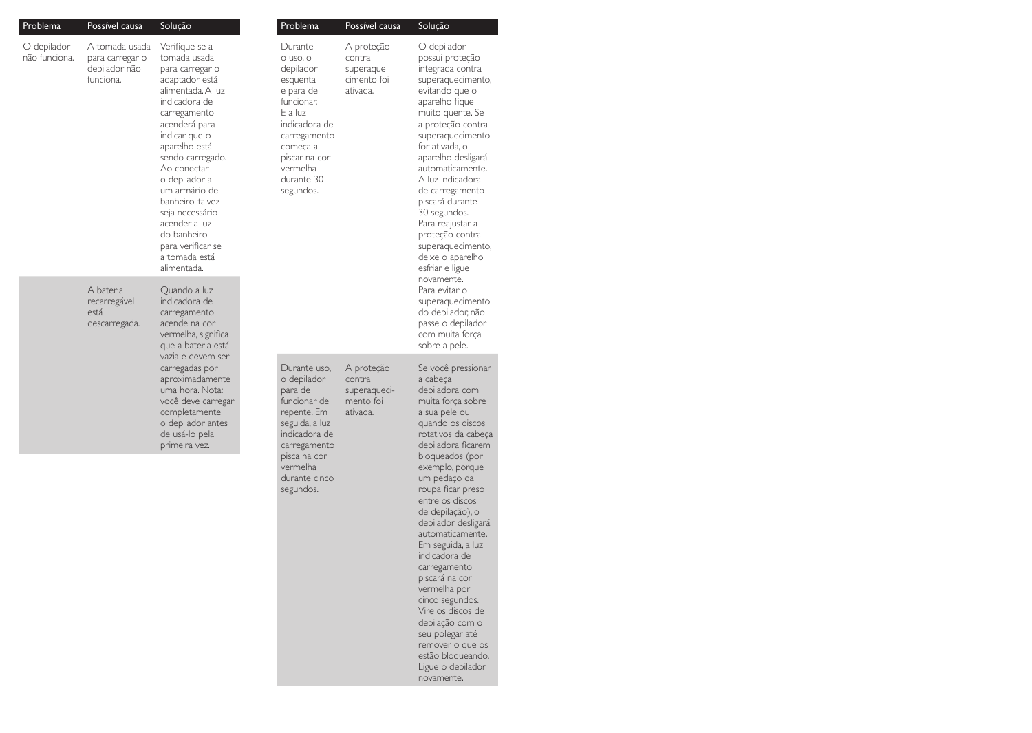| Problema | Possível causa | Solução |
| --- | --- | --- |
| O depilador não funciona. | A tomada usada para carregar o depilador não funciona. | Verifique se a tomada usada para carregar o adaptador está alimentada. A luz indicadora de carregamento acenderá para indicar que o aparelho está sendo carregado. Ao conectar o depilador a um armário de banheiro, talvez seja necessário acender a luz do banheiro para verificar se a tomada está alimentada. |
| | A bateria recarregável está descarregada. | Quando a luz indicadora de carregamento acende na cor vermelha, significa que a bateria está vazia e devem ser carregadas por aproximadamente uma hora. Nota: você deve carregar completamente o depilador antes de usá-lo pela primeira vez. |

| Problema | Possível causa | Solução |
| --- | --- | --- |
| Durante o uso, o depilador esquenta e para de funcionar. E a luz indicadora de carregamento começa a piscar na cor vermelha durante 30 segundos. | A proteção contra superaquecimento foi ativada. | O depilador possui proteção integrada contra superaquecimento, evitando que o aparelho fique muito quente. Se a proteção contra superaquecimento for ativada, o aparelho desligará automaticamente. A luz indicadora de carregamento piscará durante 30 segundos. Para reajustar a proteção contra superaquecimento, deixe o aparelho esfriar e ligue novamente. Para evitar o superaquecimento do depilador, não passe o depilador com muita força sobre a pele. |
| Durante uso, o depilador para de funcionar de repente. Em seguida, a luz indicadora de carregamento pisca na cor vermelha durante cinco segundos. | A proteção contra superaquecimento foi ativada. | Se você pressionar a cabeça depiladora com muita força sobre a sua pele ou quando os discos rotativos da cabeça depiladora ficarem bloqueados (por exemplo, porque um pedaço da roupa ficar preso entre os discos de depilação), o depilador desligará automaticamente. Em seguida, a luz indicadora de carregamento piscará na cor vermelha por cinco segundos. Vire os discos de depilação com o seu polegar até remover o que os estão bloqueando. Ligue o depilador novamente. |